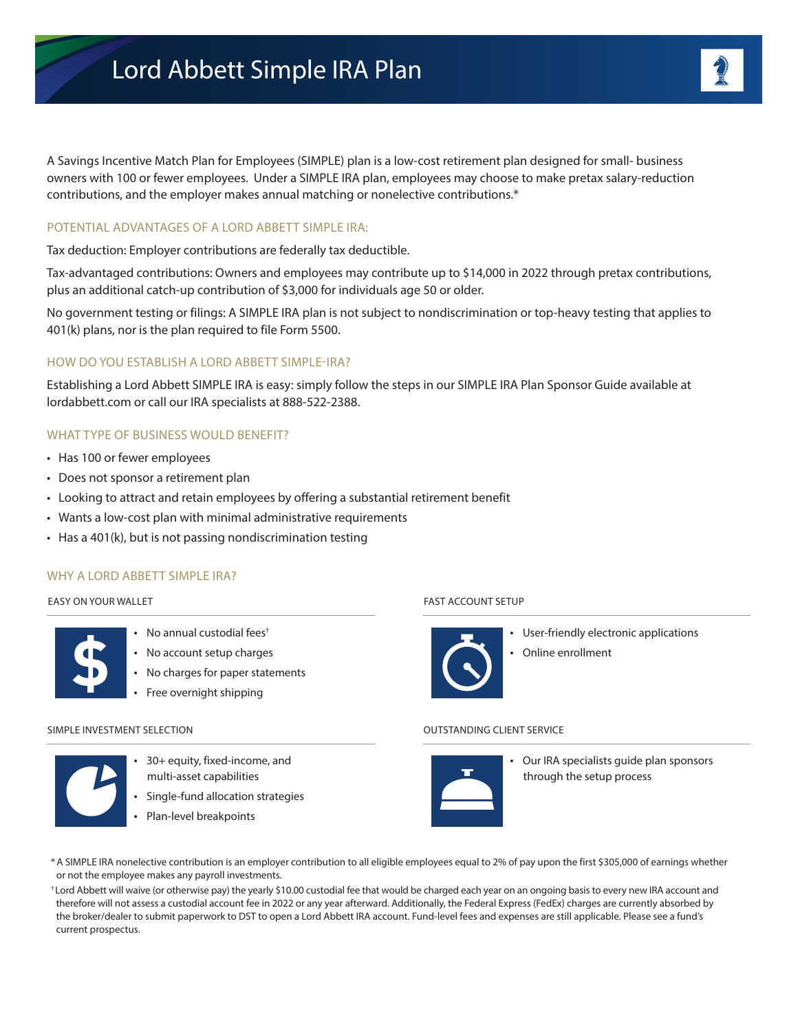# Lord Abbett Simple IRA Plan

A Savings Incentive Match Plan for Employees (SIMPLE) plan is a low-cost retirement plan designed for small- business owners with 100 or fewer employees. Under a SIMPLE IRA plan, employees may choose to make pretax salary-reduction contributions, and the employer makes annual matching or nonelective contributions.*

## POTENTIAL ADVANTAGES OF A LORD ABBETT SIMPLE IRA:

Tax deduction: Employer contributions are federally tax deductible.

Tax-advantaged contributions: Owners and employees may contribute up to $14,000 in 2022 through pretax contributions, plus an additional catch-up contribution of $3,000 for individuals age 50 or older.

No government testing or filings: A SIMPLE IRA plan is not subject to nondiscrimination or top-heavy testing that applies to 401(k) plans, nor is the plan required to file Form 5500.

## HOW DO YOU ESTABLISH A LORD ABBETT SIMPLE-IRA?

Establishing a Lord Abbett SIMPLE IRA is easy: simply follow the steps in our SIMPLE IRA Plan Sponsor Guide available at lordabbett.com or call our IRA specialists at 888-522-2388.

## WHAT TYPE OF BUSINESS WOULD BENEFIT?

- Has 100 or fewer employees
- Does not sponsor a retirement plan
- Looking to attract and retain employees by offering a substantial retirement benefit
- Wants a low-cost plan with minimal administrative requirements
- Has a 401(k), but is not passing nondiscrimination testing

## WHY A LORD ABBETT SIMPLE IRA?

### EASY ON YOUR WALLET

- No annual custodial fees†
- No account setup charges
- No charges for paper statements
- Free overnight shipping

### FAST ACCOUNT SETUP

- User-friendly electronic applications
- Online enrollment

### SIMPLE INVESTMENT SELECTION

- 30+ equity, fixed-income, and multi-asset capabilities
- Single-fund allocation strategies
- Plan-level breakpoints

### OUTSTANDING CLIENT SERVICE

- Our IRA specialists guide plan sponsors through the setup process

\* A SIMPLE IRA nonelective contribution is an employer contribution to all eligible employees equal to 2% of pay upon the first $305,000 of earnings whether or not the employee makes any payroll investments.

† Lord Abbett will waive (or otherwise pay) the yearly $10.00 custodial fee that would be charged each year on an ongoing basis to every new IRA account and therefore will not assess a custodial account fee in 2022 or any year afterward. Additionally, the Federal Express (FedEx) charges are currently absorbed by the broker/dealer to submit paperwork to DST to open a Lord Abbett IRA account. Fund-level fees and expenses are still applicable. Please see a fund's current prospectus.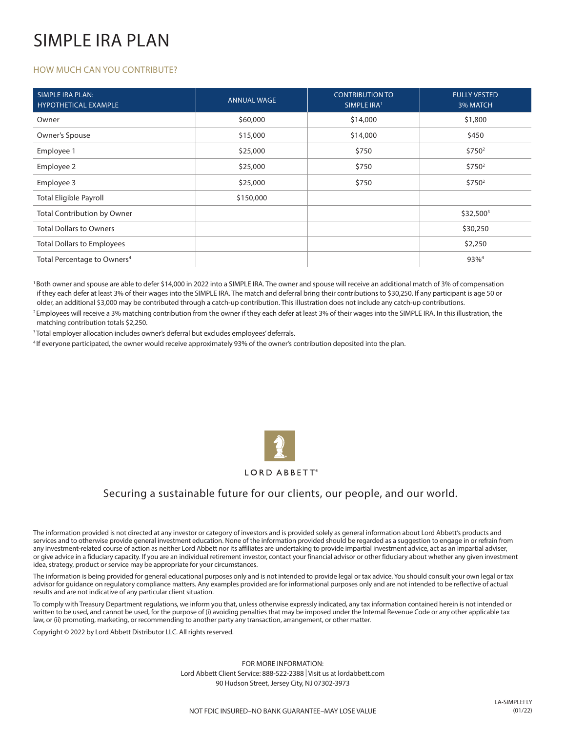# SIMPLE IRA PLAN

## HOW MUCH CAN YOU CONTRIBUTE?

| SIMPLE IRA PLAN: HYPOTHETICAL EXAMPLE | ANNUAL WAGE | CONTRIBUTION TO SIMPLE IRA[1] | FULLY VESTED 3% MATCH |
|---|---|---|---|
| Owner | $60,000 | $14,000 | $1,800 |
| Owner's Spouse | $15,000 | $14,000 | $450 |
| Employee 1 | $25,000 | $750 | $750[2] |
| Employee 2 | $25,000 | $750 | $750[2] |
| Employee 3 | $25,000 | $750 | $750[2] |
| Total Eligible Payroll | $150,000 | | |
| Total Contribution by Owner | | | $32,500[3] |
| Total Dollars to Owners | | | $30,250 |
| Total Dollars to Employees | | | $2,250 |
| Total Percentage to Owners[4] | | | 93%[4] |

[1] Both owner and spouse are able to defer $14,000 in 2022 into a SIMPLE IRA. The owner and spouse will receive an additional match of 3% of compensation if they each defer at least 3% of their wages into the SIMPLE IRA. The match and deferral bring their contributions to $30,250. If any participant is age 50 or older, an additional $3,000 may be contributed through a catch-up contribution. This illustration does not include any catch-up contributions.

[2] Employees will receive a 3% matching contribution from the owner if they each defer at least 3% of their wages into the SIMPLE IRA. In this illustration, the matching contribution totals $2,250.

[3] Total employer allocation includes owner's deferral but excludes employees' deferrals.

[4] If everyone participated, the owner would receive approximately 93% of the owner's contribution deposited into the plan.

LORD ABBETT®

Securing a sustainable future for our clients, our people, and our world.

The information provided is not directed at any investor or category of investors and is provided solely as general information about Lord Abbett's products and services and to otherwise provide general investment education. None of the information provided should be regarded as a suggestion to engage in or refrain from any investment-related course of action as neither Lord Abbett nor its affiliates are undertaking to provide impartial investment advice, act as an impartial adviser, or give advice in a fiduciary capacity. If you are an individual retirement investor, contact your financial advisor or other fiduciary about whether any given investment idea, strategy, product or service may be appropriate for your circumstances.

The information is being provided for general educational purposes only and is not intended to provide legal or tax advice. You should consult your own legal or tax advisor for guidance on regulatory compliance matters. Any examples provided are for informational purposes only and are not intended to be reflective of actual results and are not indicative of any particular client situation.

To comply with Treasury Department regulations, we inform you that, unless otherwise expressly indicated, any tax information contained herein is not intended or written to be used, and cannot be used, for the purpose of (i) avoiding penalties that may be imposed under the Internal Revenue Code or any other applicable tax law, or (ii) promoting, marketing, or recommending to another party any transaction, arrangement, or other matter.

Copyright © 2022 by Lord Abbett Distributor LLC. All rights reserved.

FOR MORE INFORMATION:
Lord Abbett Client Service: 888-522-2388 | Visit us at lordabbett.com
90 Hudson Street, Jersey City, NJ 07302-3973

NOT FDIC INSURED–NO BANK GUARANTEE–MAY LOSE VALUE

LA-SIMPLEFLY
(01/22)